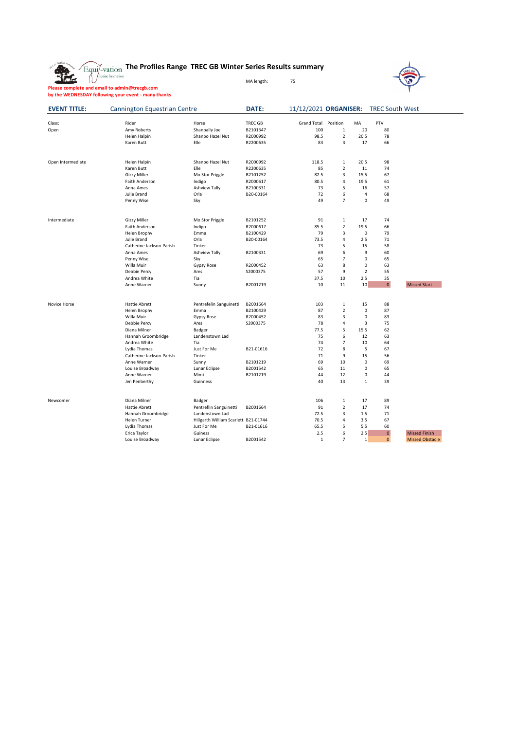# The Profiles Range TREC GB Winter Series Results summary

MA length: 75

**Please complete and email to admin@trecgb.com**
**by the WEDNESDAY following your event - many thanks**

**EVENT TITLE:** Cannington Equestrian Centre **DATE:** 11/12/2021 **ORGANISER:** TREC South West

| Class: | Rider | Horse | TREC GB | Grand Total | Position | MA | PTV | |
|---|---|---|---|---|---|---|---|---|
| Open | Amy Roberts | Shanbally Joe | B2101347 | 100 | 1 | 20 | 80 | |
| | Helen Halpin | Shanbo Hazel Nut | R2000992 | 98.5 | 2 | 20.5 | 78 | |
| | Karen Butt | Elle | R2200635 | 83 | 3 | 17 | 66 | |
| Open Intermediate | Helen Halpin | Shanbo Hazel Nut | R2000992 | 118.5 | 1 | 20.5 | 98 | |
| | Karen Butt | Elle | R2200635 | 85 | 2 | 11 | 74 | |
| | Gizzy Miller | Mo Stor Priggle | B2101252 | 82.5 | 3 | 15.5 | 67 | |
| | Faith Anderson | Indigo | R2000617 | 80.5 | 4 | 19.5 | 61 | |
| | Anna Ames | Ashview Tally | B2100331 | 73 | 5 | 16 | 57 | |
| | Julie Brand | Orla | B20-00164 | 72 | 6 | 4 | 68 | |
| | Penny Wise | Sky | | 49 | 7 | 0 | 49 | |
| Intermediate | Gizzy Miller | Mo Stor Priggle | B2101252 | 91 | 1 | 17 | 74 | |
| | Faith Anderson | Indigo | R2000617 | 85.5 | 2 | 19.5 | 66 | |
| | Helen Brophy | Emma | B2100429 | 79 | 3 | 0 | 79 | |
| | Julie Brand | Orla | B20-00164 | 73.5 | 4 | 2.5 | 71 | |
| | Catherine Jackson-Parish | Tinker | | 73 | 5 | 15 | 58 | |
| | Anna Ames | Ashview Tally | B2100331 | 69 | 6 | 9 | 60 | |
| | Penny Wise | Sky | | 65 | 7 | 0 | 65 | |
| | Willa Muir | Gypsy Rose | R2000452 | 63 | 8 | 0 | 63 | |
| | Debbie Percy | Ares | S2000375 | 57 | 9 | 2 | 55 | |
| | Andrea White | Tia | | 37.5 | 10 | 2.5 | 35 | |
| | Anne Warner | Sunny | B2101219 | 10 | 11 | 10 | 0 | Missed Start |
| Novice Horse | Hattie Abretti | Pentrefelin Sanguinetti | B2001664 | 103 | 1 | 15 | 88 | |
| | Helen Brophy | Emma | B2100429 | 87 | 2 | 0 | 87 | |
| | Willa Muir | Gypsy Rose | R2000452 | 83 | 3 | 0 | 83 | |
| | Debbie Percy | Ares | S2000375 | 78 | 4 | 3 | 75 | |
| | Diana Milner | Badger | | 77.5 | 5 | 15.5 | 62 | |
| | Hannah Groombridge | Landenstown Lad | | 75 | 6 | 12 | 63 | |
| | Andrea White | Tia | | 74 | 7 | 10 | 64 | |
| | Lydia Thomas | Just For Me | B21-01616 | 72 | 8 | 5 | 67 | |
| | Catherine Jackson-Parish | Tinker | | 71 | 9 | 15 | 56 | |
| | Anne Warner | Sunny | B2101219 | 69 | 10 | 0 | 69 | |
| | Louise Broadway | Lunar Eclipse | B2001542 | 65 | 11 | 0 | 65 | |
| | Anne Warner | Mimi | B2101219 | 44 | 12 | 0 | 44 | |
| | Jen Penberthy | Guinness | | 40 | 13 | 1 | 39 | |
| Newcomer | Diana Milner | Badger | | 106 | 1 | 17 | 89 | |
| | Hattie Abretti | Pentreflin Sanguinetti | B2001664 | 91 | 2 | 17 | 74 | |
| | Hannah Groombridge | Landenstown Lad | | 72.5 | 3 | 1.5 | 71 | |
| | Helen Turner | Hillgarth William Scarlett | B21-01744 | 70.5 | 4 | 3.5 | 67 | |
| | Lydia Thomas | Just For Me | B21-01616 | 65.5 | 5 | 5.5 | 60 | |
| | Erica Taylor | Guiness | | 2.5 | 6 | 2.5 | 0 | Missed Finish |
| | Louise Broadway | Lunar Eclipse | B2001542 | 1 | 7 | 1 | 0 | Missed Obstacle |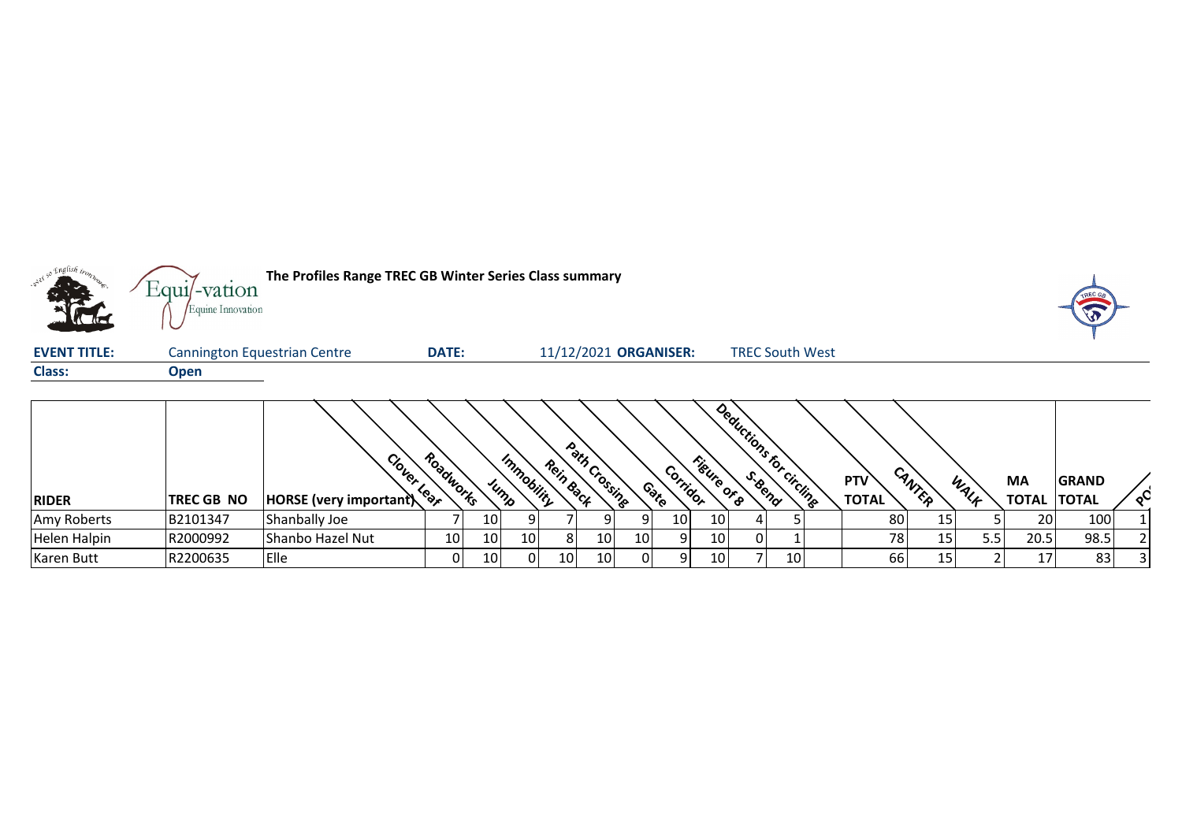**The Profiles Range TREC GB Winter Series Class summary**

**EVENT TITLE:** Cannington Equestrian Centre **DATE:** 11/12/2021 **ORGANISER:** TREC South West

**Class:** **Open**

| RIDER | TREC GB NO | HORSE (very important) | Clover Leaf | Roadworks | Jump | Immobility | Rein Back | Path Crossing | Gate | Corridor | Figure of 8 | S-Bend | Deductions for circling | PTV TOTAL | CANTER | WALK | MA TOTAL | GRAND TOTAL | PO |
|---|---|---|---|---|---|---|---|---|---|---|---|---|---|---|---|---|---|---|---|
| Amy Roberts | B2101347 | Shanbally Joe | 7 | 10 | 9 | 7 | 9 | 9 | 10 | 10 | 4 | 5 | | 80 | 15 | 5 | 20 | 100 | 1 |
| Helen Halpin | R2000992 | Shanbo Hazel Nut | 10 | 10 | 10 | 8 | 10 | 10 | 9 | 10 | 0 | 1 | | 78 | 15 | 5.5 | 20.5 | 98.5 | 2 |
| Karen Butt | R2200635 | Elle | 0 | 10 | 0 | 10 | 10 | 0 | 9 | 10 | 7 | 10 | | 66 | 15 | 2 | 17 | 83 | 3 |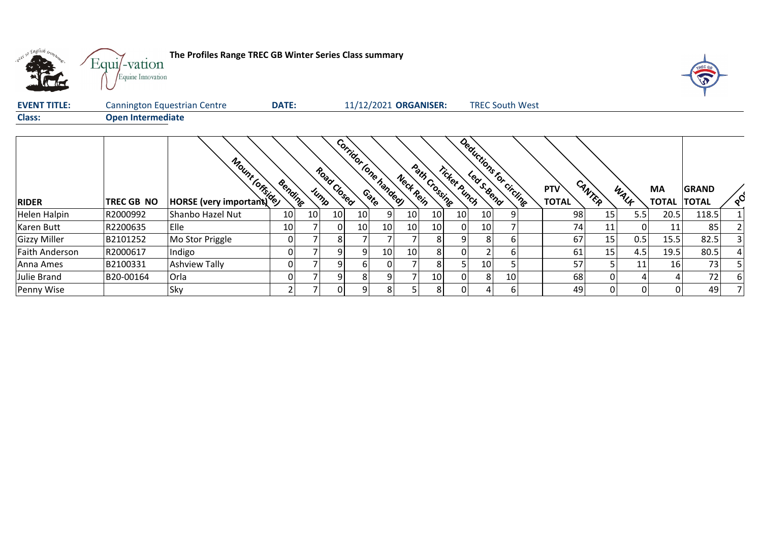**The Profiles Range TREC GB Winter Series Class summary**

| **EVENT TITLE:** | Cannington Equestrian Centre | **DATE:** | 11/12/2021 | **ORGANISER:** | TREC South West |
|---|---|---|---|---|---|
| **Class:** | **Open Intermediate** | | | | |

| RIDER | TREC GB NO | HORSE (very important) | Mount (offside) | Bending | Jump | Road Closed | Gate | Corridor (one handed) | Neck Rein | Path Crossing | Ticket Punch | Led S-Bend | Deductions for circling | PTV TOTAL | CANTER | WALK | MA TOTAL | GRAND TOTAL | POS |
|---|---|---|---|---|---|---|---|---|---|---|---|---|---|---|---|---|---|---|---|
| Helen Halpin | R2000992 | Shanbo Hazel Nut | 10 | 10 | 10 | 10 | 9 | 10 | 10 | 10 | 10 | 9 | | 98 | 15 | 5.5 | 20.5 | 118.5 | 1 |
| Karen Butt | R2200635 | Elle | 10 | 7 | 0 | 10 | 10 | 10 | 10 | 0 | 10 | 7 | | 74 | 11 | 0 | 11 | 85 | 2 |
| Gizzy Miller | B2101252 | Mo Stor Priggle | 0 | 7 | 8 | 7 | 7 | 7 | 8 | 9 | 8 | 6 | | 67 | 15 | 0.5 | 15.5 | 82.5 | 3 |
| Faith Anderson | R2000617 | Indigo | 0 | 7 | 9 | 9 | 10 | 10 | 8 | 0 | 2 | 6 | | 61 | 15 | 4.5 | 19.5 | 80.5 | 4 |
| Anna Ames | B2100331 | Ashview Tally | 0 | 7 | 9 | 6 | 0 | 7 | 8 | 5 | 10 | 5 | | 57 | 5 | 11 | 16 | 73 | 5 |
| Julie Brand | B20-00164 | Orla | 0 | 7 | 9 | 8 | 9 | 7 | 10 | 0 | 8 | 10 | | 68 | 0 | 4 | 4 | 72 | 6 |
| Penny Wise | | Sky | 2 | 7 | 0 | 9 | 8 | 5 | 8 | 0 | 4 | 6 | | 49 | 0 | 0 | 0 | 49 | 7 |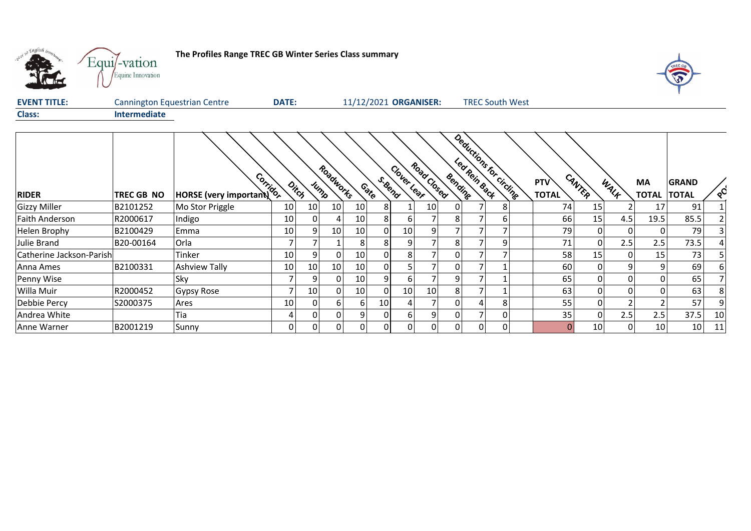**The Profiles Range TREC GB Winter Series Class summary**

**EVENT TITLE:** Cannington Equestrian Centre **DATE:** 11/12/2021 **ORGANISER:** TREC South West

**Class:** **Intermediate**

| RIDER | TREC GB NO | HORSE (very important) | Corridor | Ditch | Jump | Roadworks | Gate | S-Bend | Clover Leaf | Road Closed | Bending | Led Rein Back | Deductions for circling | PTV TOTAL | CANTER | WALK | MA TOTAL | GRAND TOTAL | PO |
|---|---|---|---|---|---|---|---|---|---|---|---|---|---|---|---|---|---|---|---|
| Gizzy Miller | B2101252 | Mo Stor Priggle | 10 | 10 | 10 | 10 | 8 | 1 | 10 | 0 | 7 | 8 | | 74 | 15 | 2 | 17 | 91 | 1 |
| Faith Anderson | R2000617 | Indigo | 10 | 0 | 4 | 10 | 8 | 6 | 7 | 8 | 7 | 6 | | 66 | 15 | 4.5 | 19.5 | 85.5 | 2 |
| Helen Brophy | B2100429 | Emma | 10 | 9 | 10 | 10 | 0 | 10 | 9 | 7 | 7 | 7 | | 79 | 0 | 0 | 0 | 79 | 3 |
| Julie Brand | B20-00164 | Orla | 7 | 7 | 1 | 8 | 8 | 9 | 7 | 8 | 7 | 9 | | 71 | 0 | 2.5 | 2.5 | 73.5 | 4 |
| Catherine Jackson-Parish | | Tinker | 10 | 9 | 0 | 10 | 0 | 8 | 7 | 0 | 7 | 7 | | 58 | 15 | 0 | 15 | 73 | 5 |
| Anna Ames | B2100331 | Ashview Tally | 10 | 10 | 10 | 10 | 0 | 5 | 7 | 0 | 7 | 1 | | 60 | 0 | 9 | 9 | 69 | 6 |
| Penny Wise | | Sky | 7 | 9 | 0 | 10 | 9 | 6 | 7 | 9 | 7 | 1 | | 65 | 0 | 0 | 0 | 65 | 7 |
| Willa Muir | R2000452 | Gypsy Rose | 7 | 10 | 0 | 10 | 0 | 10 | 10 | 8 | 7 | 1 | | 63 | 0 | 0 | 0 | 63 | 8 |
| Debbie Percy | S2000375 | Ares | 10 | 0 | 6 | 6 | 10 | 4 | 7 | 0 | 4 | 8 | | 55 | 0 | 2 | 2 | 57 | 9 |
| Andrea White | | Tia | 4 | 0 | 0 | 9 | 0 | 6 | 9 | 0 | 7 | 0 | | 35 | 0 | 2.5 | 2.5 | 37.5 | 10 |
| Anne Warner | B2001219 | Sunny | 0 | 0 | 0 | 0 | 0 | 0 | 0 | 0 | 0 | 0 | | 0 | 10 | 0 | 10 | 10 | 11 |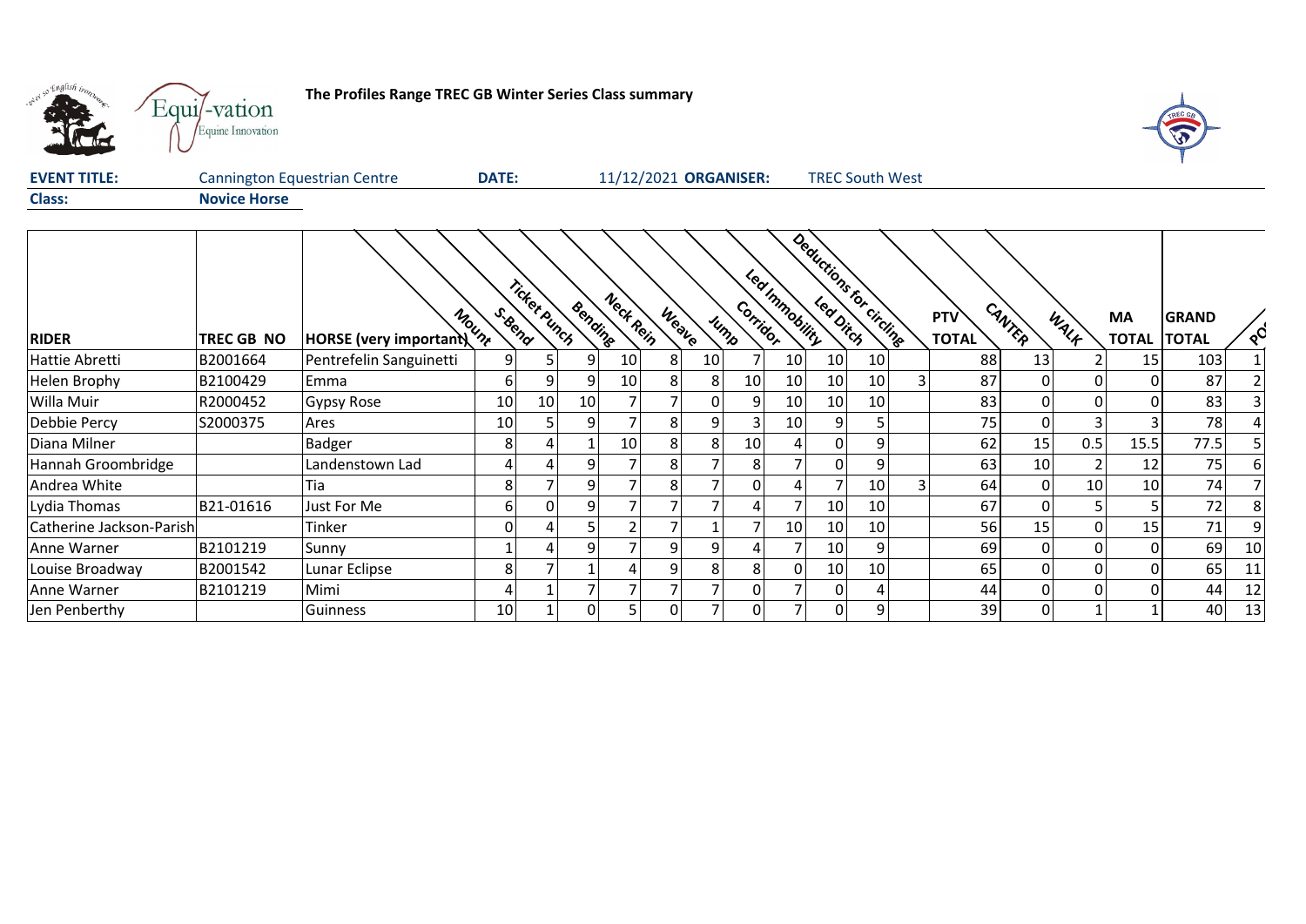**The Profiles Range TREC GB Winter Series Class summary**

**EVENT TITLE:** Cannington Equestrian Centre **DATE:** 11/12/2021 **ORGANISER:** TREC South West

**Class:** **Novice Horse**

| RIDER | TREC GB NO | HORSE (very important) | Mount | S-Bend | Ticket Punch | Bending | Neck Rein | Weave | Jump | Corridor | Led Immobility | Led Ditch | Deductions for circling | PTV TOTAL | CANTER | WALK | MA TOTAL | GRAND TOTAL | POS |
|---|---|---|---|---|---|---|---|---|---|---|---|---|---|---|---|---|---|---|---|
| Hattie Abretti | B2001664 | Pentrefelin Sanguinetti | 9 | 5 | 9 | 10 | 8 | 10 | 7 | 10 | 10 | 10 | | 88 | 13 | 2 | 15 | 103 | 1 |
| Helen Brophy | B2100429 | Emma | 6 | 9 | 9 | 10 | 8 | 8 | 10 | 10 | 10 | 10 | 3 | 87 | 0 | 0 | 0 | 87 | 2 |
| Willa Muir | R2000452 | Gypsy Rose | 10 | 10 | 10 | 7 | 7 | 0 | 9 | 10 | 10 | 10 | | 83 | 0 | 0 | 0 | 83 | 3 |
| Debbie Percy | S2000375 | Ares | 10 | 5 | 9 | 7 | 8 | 9 | 3 | 10 | 9 | 5 | | 75 | 0 | 3 | 3 | 78 | 4 |
| Diana Milner | | Badger | 8 | 4 | 1 | 10 | 8 | 8 | 10 | 4 | 0 | 9 | | 62 | 15 | 0.5 | 15.5 | 77.5 | 5 |
| Hannah Groombridge | | Landenstown Lad | 4 | 4 | 9 | 7 | 8 | 7 | 8 | 7 | 0 | 9 | | 63 | 10 | 2 | 12 | 75 | 6 |
| Andrea White | | Tia | 8 | 7 | 9 | 7 | 8 | 7 | 0 | 4 | 7 | 10 | 3 | 64 | 0 | 10 | 10 | 74 | 7 |
| Lydia Thomas | B21-01616 | Just For Me | 6 | 0 | 9 | 7 | 7 | 7 | 4 | 7 | 10 | 10 | | 67 | 0 | 5 | 5 | 72 | 8 |
| Catherine Jackson-Parish | | Tinker | 0 | 4 | 5 | 2 | 7 | 1 | 7 | 10 | 10 | 10 | | 56 | 15 | 0 | 15 | 71 | 9 |
| Anne Warner | B2101219 | Sunny | 1 | 4 | 9 | 7 | 9 | 9 | 4 | 7 | 10 | 9 | | 69 | 0 | 0 | 0 | 69 | 10 |
| Louise Broadway | B2001542 | Lunar Eclipse | 8 | 7 | 1 | 4 | 9 | 8 | 8 | 0 | 10 | 10 | | 65 | 0 | 0 | 0 | 65 | 11 |
| Anne Warner | B2101219 | Mimi | 4 | 1 | 7 | 7 | 7 | 7 | 0 | 7 | 0 | 4 | | 44 | 0 | 0 | 0 | 44 | 12 |
| Jen Penberthy | | Guinness | 10 | 1 | 0 | 5 | 0 | 7 | 0 | 7 | 0 | 9 | | 39 | 0 | 1 | 1 | 40 | 13 |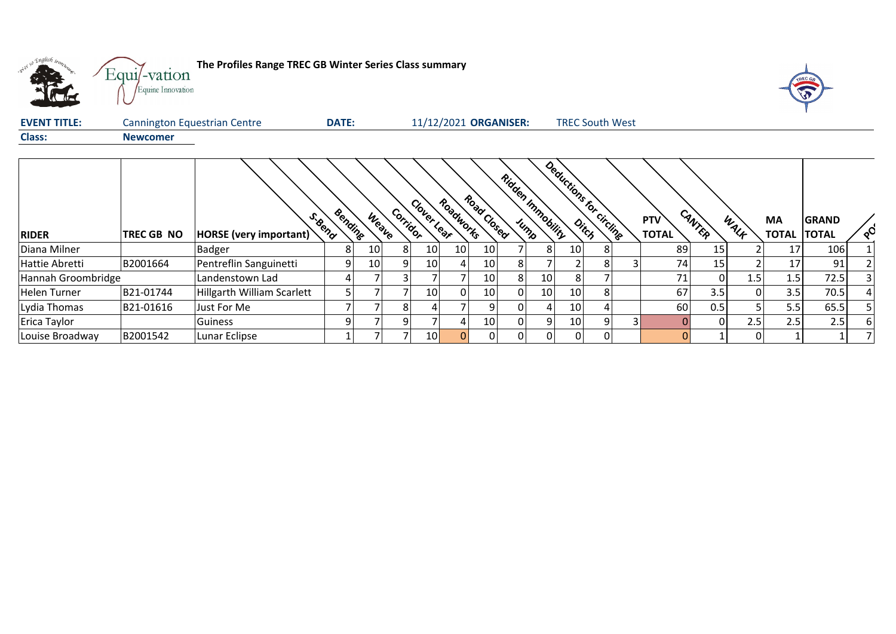**The Profiles Range TREC GB Winter Series Class summary**

**EVENT TITLE:** Cannington Equestrian Centre **DATE:** 11/12/2021 **ORGANISER:** TREC South West

**Class:** **Newcomer**

| RIDER | TREC GB NO | HORSE (very important) | S-Bend | Bending | Weave | Corridor | Clover Leaf | Roadworks | Road Closed | Jump | Ridden Immobility | Ditch | Deductions for circling | PTV TOTAL | CANTER | WALK | MA TOTAL | GRAND TOTAL | PO |
|---|---|---|---|---|---|---|---|---|---|---|---|---|---|---|---|---|---|---|---|
| Diana Milner | | Badger | 8 | 10 | 8 | 10 | 10 | 10 | 7 | 8 | 10 | 8 | | 89 | 15 | 2 | 17 | 106 | 1 |
| Hattie Abretti | B2001664 | Pentreflin Sanguinetti | 9 | 10 | 9 | 10 | 4 | 10 | 8 | 7 | 2 | 8 | 3 | 74 | 15 | 2 | 17 | 91 | 2 |
| Hannah Groombridge | | Landenstown Lad | 4 | 7 | 3 | 7 | 7 | 10 | 8 | 10 | 8 | 7 | | 71 | 0 | 1.5 | 1.5 | 72.5 | 3 |
| Helen Turner | B21-01744 | Hillgarth William Scarlett | 5 | 7 | 7 | 10 | 0 | 10 | 0 | 10 | 10 | 8 | | 67 | 3.5 | 0 | 3.5 | 70.5 | 4 |
| Lydia Thomas | B21-01616 | Just For Me | 7 | 7 | 8 | 4 | 7 | 9 | 0 | 4 | 10 | 4 | | 60 | 0.5 | 5 | 5.5 | 65.5 | 5 |
| Erica Taylor | | Guiness | 9 | 7 | 9 | 7 | 4 | 10 | 0 | 9 | 10 | 9 | 3 | 0 | 0 | 2.5 | 2.5 | 2.5 | 6 |
| Louise Broadway | B2001542 | Lunar Eclipse | 1 | 7 | 7 | 10 | 0 | 0 | 0 | 0 | 0 | 0 | | 0 | 1 | 0 | 1 | 1 | 7 |